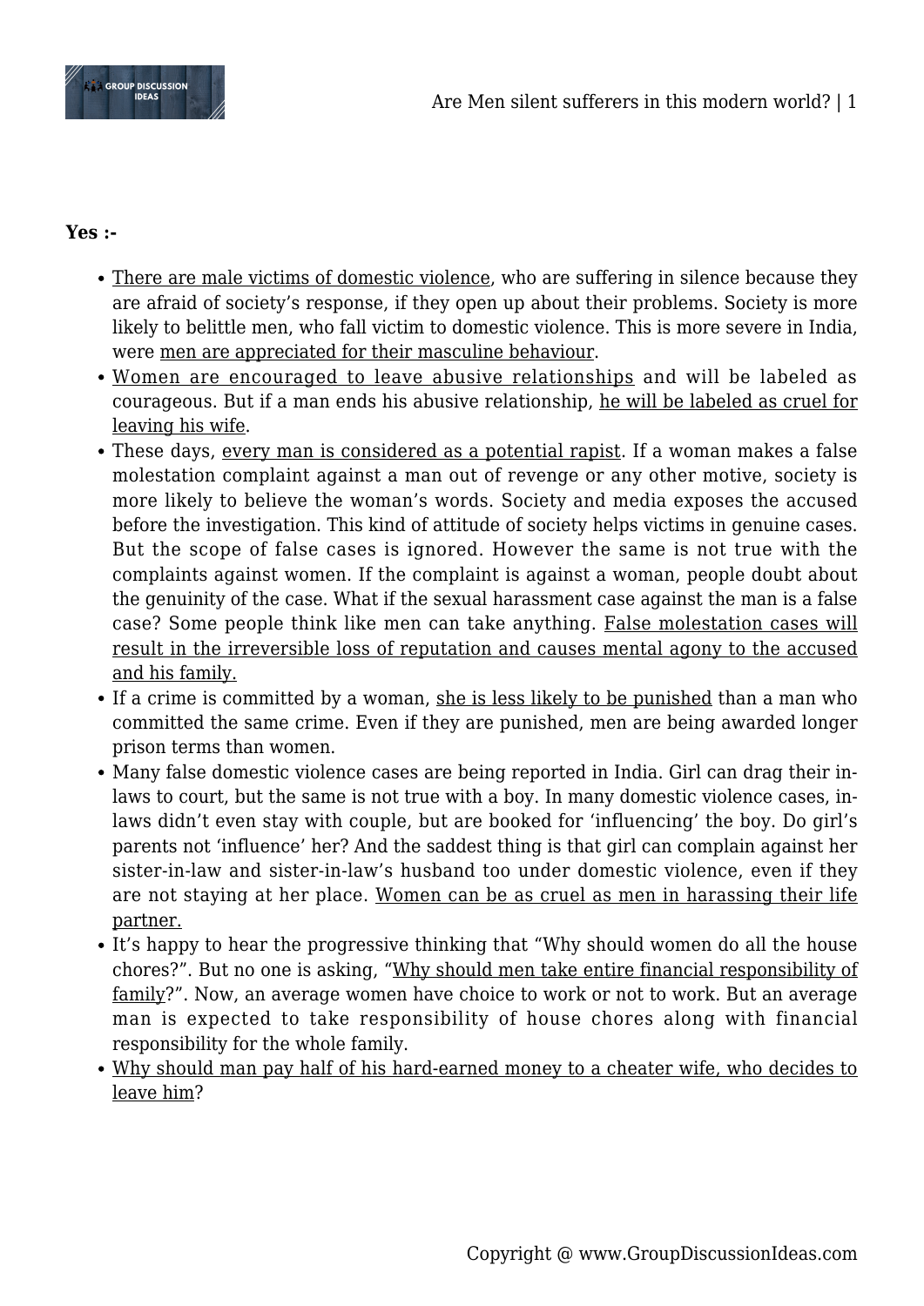**Yes :-**

- There are male victims of domestic violence, who are suffering in silence because they are afraid of society's response, if they open up about their problems. Society is more likely to belittle men, who fall victim to domestic violence. This is more severe in India, were men are appreciated for their masculine behaviour.
- Women are encouraged to leave abusive relationships and will be labeled as courageous. But if a man ends his abusive relationship, he will be labeled as cruel for leaving his wife.
- These days, every man is considered as a potential rapist. If a woman makes a false molestation complaint against a man out of revenge or any other motive, society is more likely to believe the woman's words. Society and media exposes the accused before the investigation. This kind of attitude of society helps victims in genuine cases. But the scope of false cases is ignored. However the same is not true with the complaints against women. If the complaint is against a woman, people doubt about the genuinity of the case. What if the sexual harassment case against the man is a false case? Some people think like men can take anything. False molestation cases will result in the irreversible loss of reputation and causes mental agony to the accused and his family.
- If a crime is committed by a woman, she is less likely to be punished than a man who committed the same crime. Even if they are punished, men are being awarded longer prison terms than women.
- Many false domestic violence cases are being reported in India. Girl can drag their in-laws to court, but the same is not true with a boy. In many domestic violence cases, in-laws didn't even stay with couple, but are booked for 'influencing' the boy. Do girl's parents not 'influence' her? And the saddest thing is that girl can complain against her sister-in-law and sister-in-law's husband too under domestic violence, even if they are not staying at her place. Women can be as cruel as men in harassing their life partner.
- It's happy to hear the progressive thinking that "Why should women do all the house chores?". But no one is asking, "Why should men take entire financial responsibility of family?". Now, an average women have choice to work or not to work. But an average man is expected to take responsibility of house chores along with financial responsibility for the whole family.
- Why should man pay half of his hard-earned money to a cheater wife, who decides to leave him?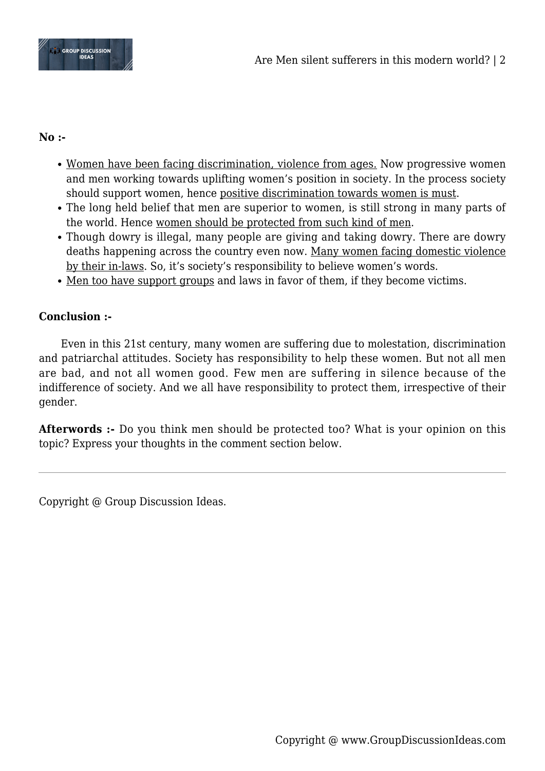**No :-**

- Women have been facing discrimination, violence from ages. Now progressive women and men working towards uplifting women's position in society. In the process society should support women, hence positive discrimination towards women is must.
- The long held belief that men are superior to women, is still strong in many parts of the world. Hence women should be protected from such kind of men.
- Though dowry is illegal, many people are giving and taking dowry. There are dowry deaths happening across the country even now. Many women facing domestic violence by their in-laws. So, it's society's responsibility to believe women's words.
- Men too have support groups and laws in favor of them, if they become victims.

**Conclusion :-**

Even in this 21st century, many women are suffering due to molestation, discrimination and patriarchal attitudes. Society has responsibility to help these women. But not all men are bad, and not all women good. Few men are suffering in silence because of the indifference of society. And we all have responsibility to protect them, irrespective of their gender.

**Afterwords :-** Do you think men should be protected too? What is your opinion on this topic? Express your thoughts in the comment section below.

---

Copyright @ Group Discussion Ideas.